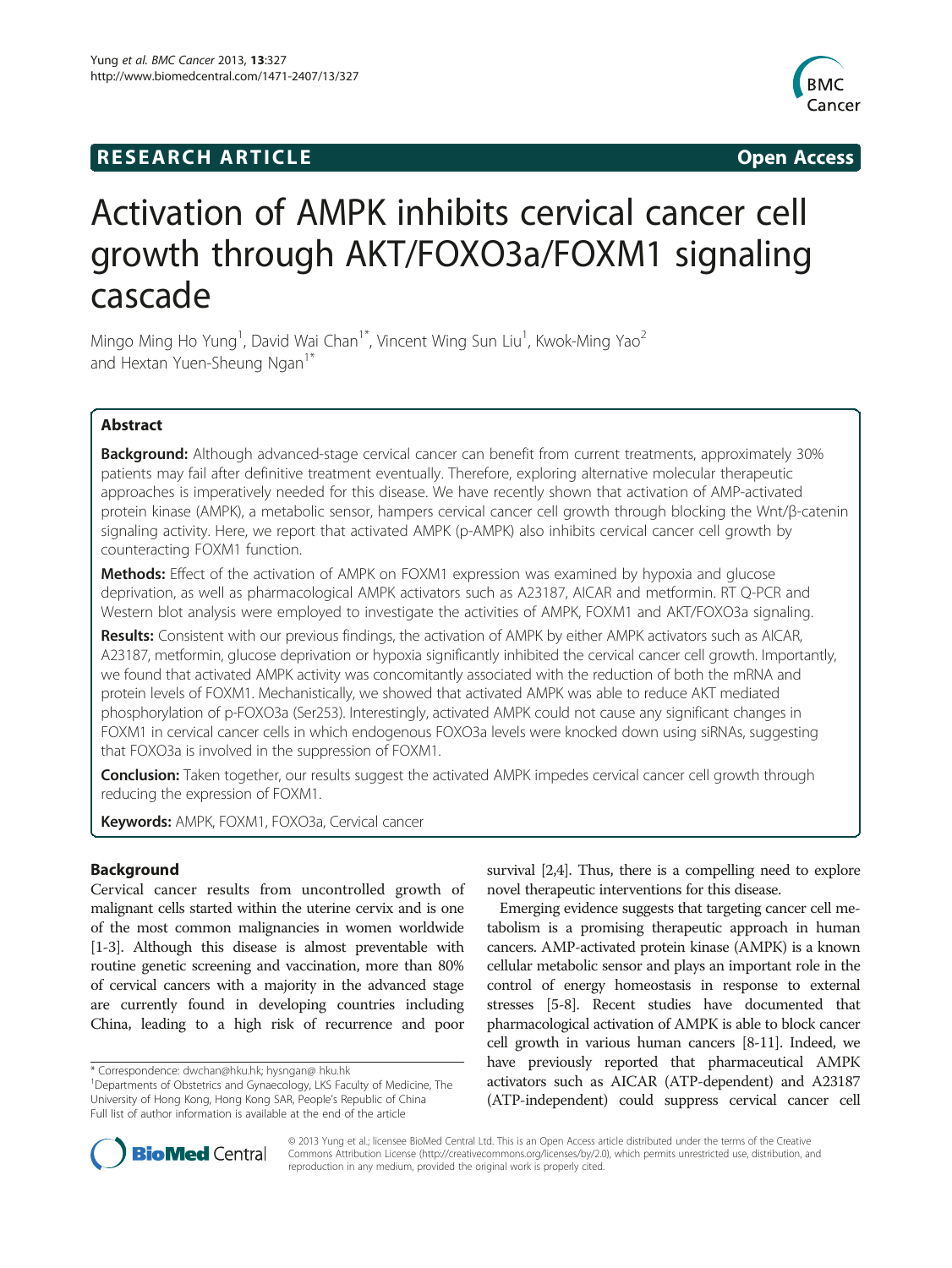**RESEARCH ARTICLE** **Open Access**

# Activation of AMPK inhibits cervical cancer cell growth through AKT/FOXO3a/FOXM1 signaling cascade

Mingo Ming Ho Yung[1], David Wai Chan[1*], Vincent Wing Sun Liu[1], Kwok-Ming Yao[2] and Hextan Yuen-Sheung Ngan[1*]

## Abstract

**Background:** Although advanced-stage cervical cancer can benefit from current treatments, approximately 30% patients may fail after definitive treatment eventually. Therefore, exploring alternative molecular therapeutic approaches is imperatively needed for this disease. We have recently shown that activation of AMP-activated protein kinase (AMPK), a metabolic sensor, hampers cervical cancer cell growth through blocking the Wnt/β-catenin signaling activity. Here, we report that activated AMPK (p-AMPK) also inhibits cervical cancer cell growth by counteracting FOXM1 function.

**Methods:** Effect of the activation of AMPK on FOXM1 expression was examined by hypoxia and glucose deprivation, as well as pharmacological AMPK activators such as A23187, AICAR and metformin. RT Q-PCR and Western blot analysis were employed to investigate the activities of AMPK, FOXM1 and AKT/FOXO3a signaling.

**Results:** Consistent with our previous findings, the activation of AMPK by either AMPK activators such as AICAR, A23187, metformin, glucose deprivation or hypoxia significantly inhibited the cervical cancer cell growth. Importantly, we found that activated AMPK activity was concomitantly associated with the reduction of both the mRNA and protein levels of FOXM1. Mechanistically, we showed that activated AMPK was able to reduce AKT mediated phosphorylation of p-FOXO3a (Ser253). Interestingly, activated AMPK could not cause any significant changes in FOXM1 in cervical cancer cells in which endogenous FOXO3a levels were knocked down using siRNAs, suggesting that FOXO3a is involved in the suppression of FOXM1.

**Conclusion:** Taken together, our results suggest the activated AMPK impedes cervical cancer cell growth through reducing the expression of FOXM1.

**Keywords:** AMPK, FOXM1, FOXO3a, Cervical cancer

## Background

Cervical cancer results from uncontrolled growth of malignant cells started within the uterine cervix and is one of the most common malignancies in women worldwide [1-3]. Although this disease is almost preventable with routine genetic screening and vaccination, more than 80% of cervical cancers with a majority in the advanced stage are currently found in developing countries including China, leading to a high risk of recurrence and poor survival [2,4]. Thus, there is a compelling need to explore novel therapeutic interventions for this disease.

Emerging evidence suggests that targeting cancer cell metabolism is a promising therapeutic approach in human cancers. AMP-activated protein kinase (AMPK) is a known cellular metabolic sensor and plays an important role in the control of energy homeostasis in response to external stresses [5-8]. Recent studies have documented that pharmacological activation of AMPK is able to block cancer cell growth in various human cancers [8-11]. Indeed, we have previously reported that pharmaceutical AMPK activators such as AICAR (ATP-dependent) and A23187 (ATP-independent) could suppress cervical cancer cell

\* Correspondence: dwchan@hku.hk; hysngan@ hku.hk
[1]Departments of Obstetrics and Gynaecology, LKS Faculty of Medicine, The University of Hong Kong, Hong Kong SAR, People's Republic of China
Full list of author information is available at the end of the article

© 2013 Yung et al.; licensee BioMed Central Ltd. This is an Open Access article distributed under the terms of the Creative Commons Attribution License (http://creativecommons.org/licenses/by/2.0), which permits unrestricted use, distribution, and reproduction in any medium, provided the original work is properly cited.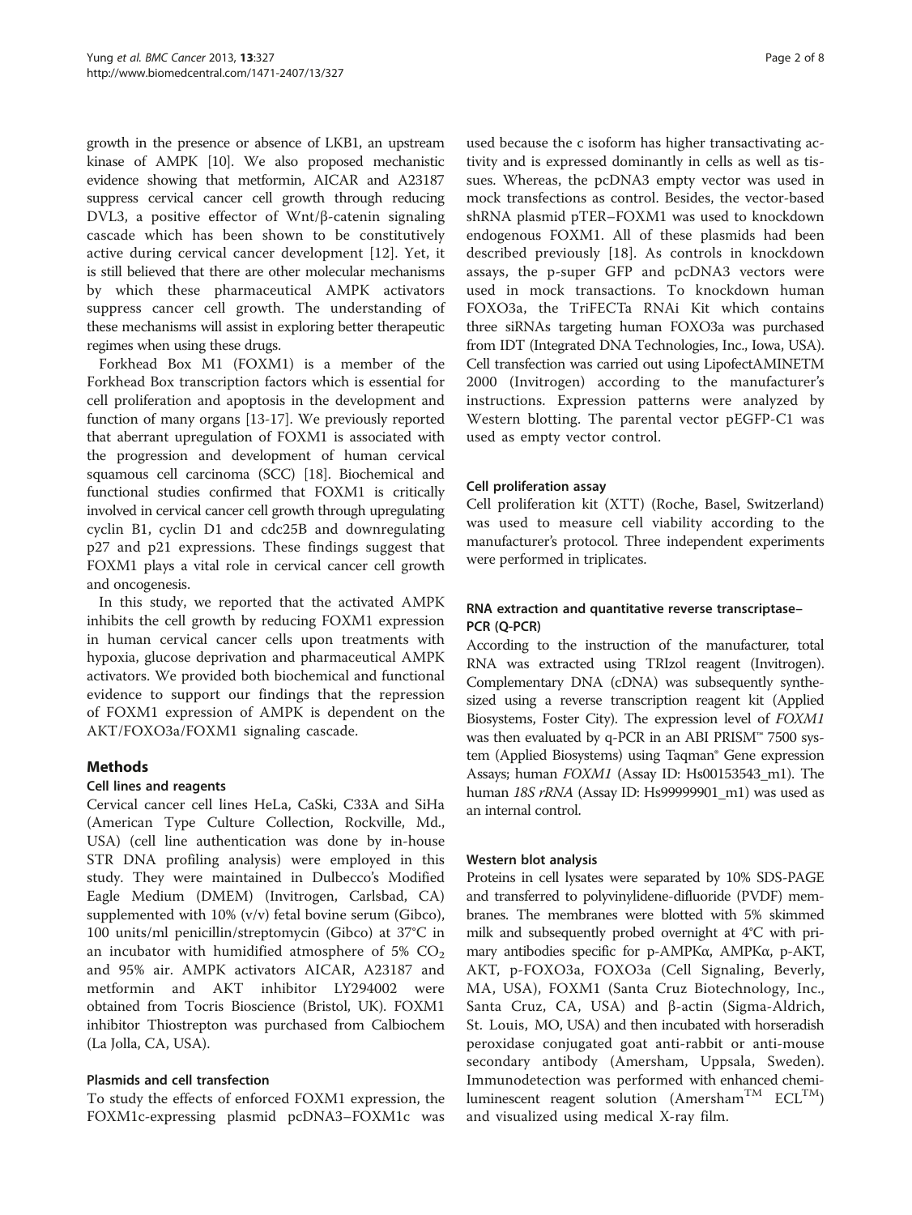growth in the presence or absence of LKB1, an upstream kinase of AMPK [10]. We also proposed mechanistic evidence showing that metformin, AICAR and A23187 suppress cervical cancer cell growth through reducing DVL3, a positive effector of Wnt/β-catenin signaling cascade which has been shown to be constitutively active during cervical cancer development [12]. Yet, it is still believed that there are other molecular mechanisms by which these pharmaceutical AMPK activators suppress cancer cell growth. The understanding of these mechanisms will assist in exploring better therapeutic regimes when using these drugs.

Forkhead Box M1 (FOXM1) is a member of the Forkhead Box transcription factors which is essential for cell proliferation and apoptosis in the development and function of many organs [13-17]. We previously reported that aberrant upregulation of FOXM1 is associated with the progression and development of human cervical squamous cell carcinoma (SCC) [18]. Biochemical and functional studies confirmed that FOXM1 is critically involved in cervical cancer cell growth through upregulating cyclin B1, cyclin D1 and cdc25B and downregulating p27 and p21 expressions. These findings suggest that FOXM1 plays a vital role in cervical cancer cell growth and oncogenesis.

In this study, we reported that the activated AMPK inhibits the cell growth by reducing FOXM1 expression in human cervical cancer cells upon treatments with hypoxia, glucose deprivation and pharmaceutical AMPK activators. We provided both biochemical and functional evidence to support our findings that the repression of FOXM1 expression of AMPK is dependent on the AKT/FOXO3a/FOXM1 signaling cascade.

## Methods

### Cell lines and reagents

Cervical cancer cell lines HeLa, CaSki, C33A and SiHa (American Type Culture Collection, Rockville, Md., USA) (cell line authentication was done by in-house STR DNA profiling analysis) were employed in this study. They were maintained in Dulbecco's Modified Eagle Medium (DMEM) (Invitrogen, Carlsbad, CA) supplemented with 10% (v/v) fetal bovine serum (Gibco), 100 units/ml penicillin/streptomycin (Gibco) at 37°C in an incubator with humidified atmosphere of 5% $CO_2$ and 95% air. AMPK activators AICAR, A23187 and metformin and AKT inhibitor LY294002 were obtained from Tocris Bioscience (Bristol, UK). FOXM1 inhibitor Thiostrepton was purchased from Calbiochem (La Jolla, CA, USA).

### Plasmids and cell transfection

To study the effects of enforced FOXM1 expression, the FOXM1c-expressing plasmid pcDNA3–FOXM1c was used because the c isoform has higher transactivating activity and is expressed dominantly in cells as well as tissues. Whereas, the pcDNA3 empty vector was used in mock transfections as control. Besides, the vector-based shRNA plasmid pTER–FOXM1 was used to knockdown endogenous FOXM1. All of these plasmids had been described previously [18]. As controls in knockdown assays, the p-super GFP and pcDNA3 vectors were used in mock transactions. To knockdown human FOXO3a, the TriFECTa RNAi Kit which contains three siRNAs targeting human FOXO3a was purchased from IDT (Integrated DNA Technologies, Inc., Iowa, USA). Cell transfection was carried out using LipofectAMINETM 2000 (Invitrogen) according to the manufacturer's instructions. Expression patterns were analyzed by Western blotting. The parental vector pEGFP-C1 was used as empty vector control.

### Cell proliferation assay

Cell proliferation kit (XTT) (Roche, Basel, Switzerland) was used to measure cell viability according to the manufacturer's protocol. Three independent experiments were performed in triplicates.

### RNA extraction and quantitative reverse transcriptase–PCR (Q-PCR)

According to the instruction of the manufacturer, total RNA was extracted using TRIzol reagent (Invitrogen). Complementary DNA (cDNA) was subsequently synthesized using a reverse transcription reagent kit (Applied Biosystems, Foster City). The expression level of *FOXM1* was then evaluated by q-PCR in an ABI PRISM™ 7500 system (Applied Biosystems) using Taqman® Gene expression Assays; human *FOXM1* (Assay ID: Hs00153543_m1). The human *18S rRNA* (Assay ID: Hs99999901_m1) was used as an internal control.

### Western blot analysis

Proteins in cell lysates were separated by 10% SDS-PAGE and transferred to polyvinylidene-difluoride (PVDF) membranes. The membranes were blotted with 5% skimmed milk and subsequently probed overnight at 4°C with primary antibodies specific for p-AMPKα, AMPKα, p-AKT, AKT, p-FOXO3a, FOXO3a (Cell Signaling, Beverly, MA, USA), FOXM1 (Santa Cruz Biotechnology, Inc., Santa Cruz, CA, USA) and β-actin (Sigma-Aldrich, St. Louis, MO, USA) and then incubated with horseradish peroxidase conjugated goat anti-rabbit or anti-mouse secondary antibody (Amersham, Uppsala, Sweden). Immunodetection was performed with enhanced chemiluminescent reagent solution (Amersham™ ECL™) and visualized using medical X-ray film.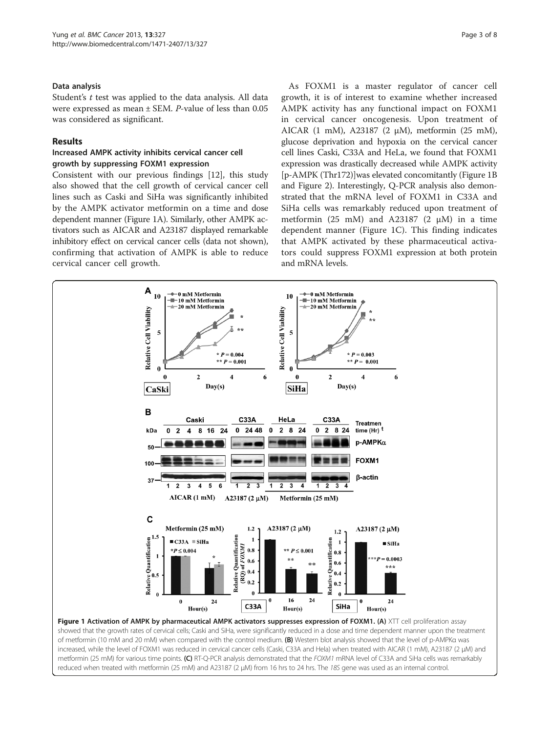### Data analysis

Student's *t* test was applied to the data analysis. All data were expressed as mean ± SEM. *P*-value of less than 0.05 was considered as significant.

## Results

### Increased AMPK activity inhibits cervical cancer cell growth by suppressing FOXM1 expression

Consistent with our previous findings [12], this study also showed that the cell growth of cervical cancer cell lines such as Caski and SiHa was significantly inhibited by the AMPK activator metformin on a time and dose dependent manner (Figure 1A). Similarly, other AMPK activators such as AICAR and A23187 displayed remarkable inhibitory effect on cervical cancer cells (data not shown), confirming that activation of AMPK is able to reduce cervical cancer cell growth.

As FOXM1 is a master regulator of cancer cell growth, it is of interest to examine whether increased AMPK activity has any functional impact on FOXM1 in cervical cancer oncogenesis. Upon treatment of AICAR (1 mM), A23187 (2 μM), metformin (25 mM), glucose deprivation and hypoxia on the cervical cancer cell lines Caski, C33A and HeLa, we found that FOXM1 expression was drastically decreased while AMPK activity [p-AMPK (Thr172)]was elevated concomitantly (Figure 1B and Figure 2). Interestingly, Q-PCR analysis also demonstrated that the mRNA level of FOXM1 in C33A and SiHa cells was remarkably reduced upon treatment of metformin (25 mM) and A23187 (2 μM) in a time dependent manner (Figure 1C). This finding indicates that AMPK activated by these pharmaceutical activators could suppress FOXM1 expression at both protein and mRNA levels.

**Figure 1 Activation of AMPK by pharmaceutical AMPK activators suppresses expression of FOXM1. (A)** XTT cell proliferation assay showed that the growth rates of cervical cells; Caski and SiHa, were significantly reduced in a dose and time dependent manner upon the treatment of metformin (10 mM and 20 mM) when compared with the control medium. **(B)** Western blot analysis showed that the level of p-AMPKα was increased, while the level of FOXM1 was reduced in cervical cancer cells (Caski, C33A and Hela) when treated with AICAR (1 mM), A23187 (2 μM) and metformin (25 mM) for various time points. **(C)** RT-Q-PCR analysis demonstrated that the *FOXM1* mRNA level of C33A and SiHa cells was remarkably reduced when treated with metformin (25 mM) and A23187 (2 μM) from 16 hrs to 24 hrs. The *18S* gene was used as an internal control.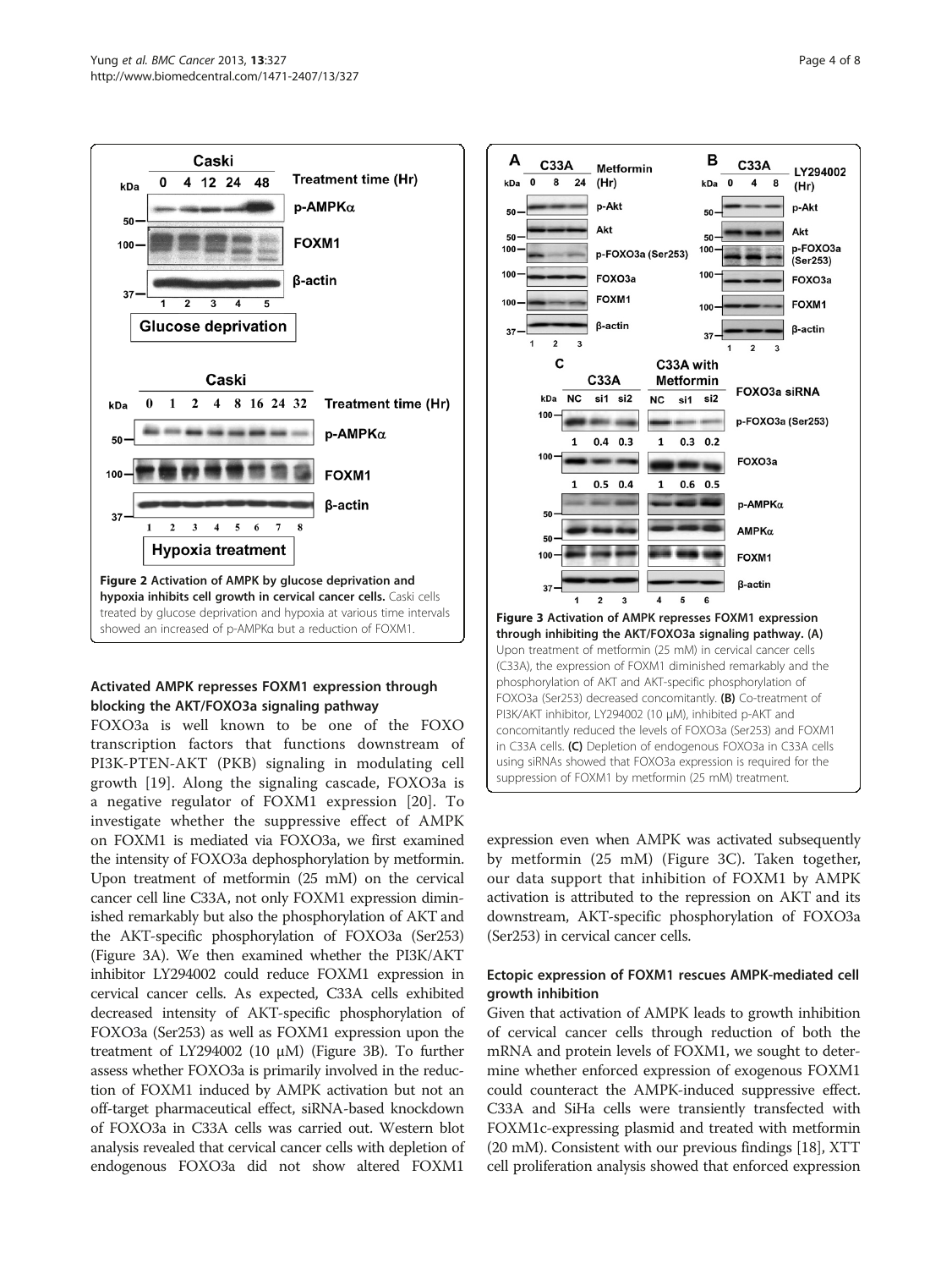**Figure 2 Activation of AMPK by glucose deprivation and hypoxia inhibits cell growth in cervical cancer cells.** Caski cells treated by glucose deprivation and hypoxia at various time intervals showed an increased of p-AMPKα but a reduction of FOXM1.

**Figure 3 Activation of AMPK represses FOXM1 expression through inhibiting the AKT/FOXO3a signaling pathway. (A)** Upon treatment of metformin (25 mM) in cervical cancer cells (C33A), the expression of FOXM1 diminished remarkably and the phosphorylation of AKT and AKT-specific phosphorylation of FOXO3a (Ser253) decreased concomitantly. **(B)** Co-treatment of PI3K/AKT inhibitor, LY294002 (10 μM), inhibited p-AKT and concomitantly reduced the levels of FOXO3a (Ser253) and FOXM1 in C33A cells. **(C)** Depletion of endogenous FOXO3a in C33A cells using siRNAs showed that FOXO3a expression is required for the suppression of FOXM1 by metformin (25 mM) treatment.

### Activated AMPK represses FOXM1 expression through blocking the AKT/FOXO3a signaling pathway

FOXO3a is well known to be one of the FOXO transcription factors that functions downstream of PI3K-PTEN-AKT (PKB) signaling in modulating cell growth [19]. Along the signaling cascade, FOXO3a is a negative regulator of FOXM1 expression [20]. To investigate whether the suppressive effect of AMPK on FOXM1 is mediated via FOXO3a, we first examined the intensity of FOXO3a dephosphorylation by metformin. Upon treatment of metformin (25 mM) on the cervical cancer cell line C33A, not only FOXM1 expression diminished remarkably but also the phosphorylation of AKT and the AKT-specific phosphorylation of FOXO3a (Ser253) (Figure 3A). We then examined whether the PI3K/AKT inhibitor LY294002 could reduce FOXM1 expression in cervical cancer cells. As expected, C33A cells exhibited decreased intensity of AKT-specific phosphorylation of FOXO3a (Ser253) as well as FOXM1 expression upon the treatment of LY294002 (10 μM) (Figure 3B). To further assess whether FOXO3a is primarily involved in the reduction of FOXM1 induced by AMPK activation but not an off-target pharmaceutical effect, siRNA-based knockdown of FOXO3a in C33A cells was carried out. Western blot analysis revealed that cervical cancer cells with depletion of endogenous FOXO3a did not show altered FOXM1 expression even when AMPK was activated subsequently by metformin (25 mM) (Figure 3C). Taken together, our data support that inhibition of FOXM1 by AMPK activation is attributed to the repression on AKT and its downstream, AKT-specific phosphorylation of FOXO3a (Ser253) in cervical cancer cells.

### Ectopic expression of FOXM1 rescues AMPK-mediated cell growth inhibition

Given that activation of AMPK leads to growth inhibition of cervical cancer cells through reduction of both the mRNA and protein levels of FOXM1, we sought to determine whether enforced expression of exogenous FOXM1 could counteract the AMPK-induced suppressive effect. C33A and SiHa cells were transiently transfected with FOXM1c-expressing plasmid and treated with metformin (20 mM). Consistent with our previous findings [18], XTT cell proliferation analysis showed that enforced expression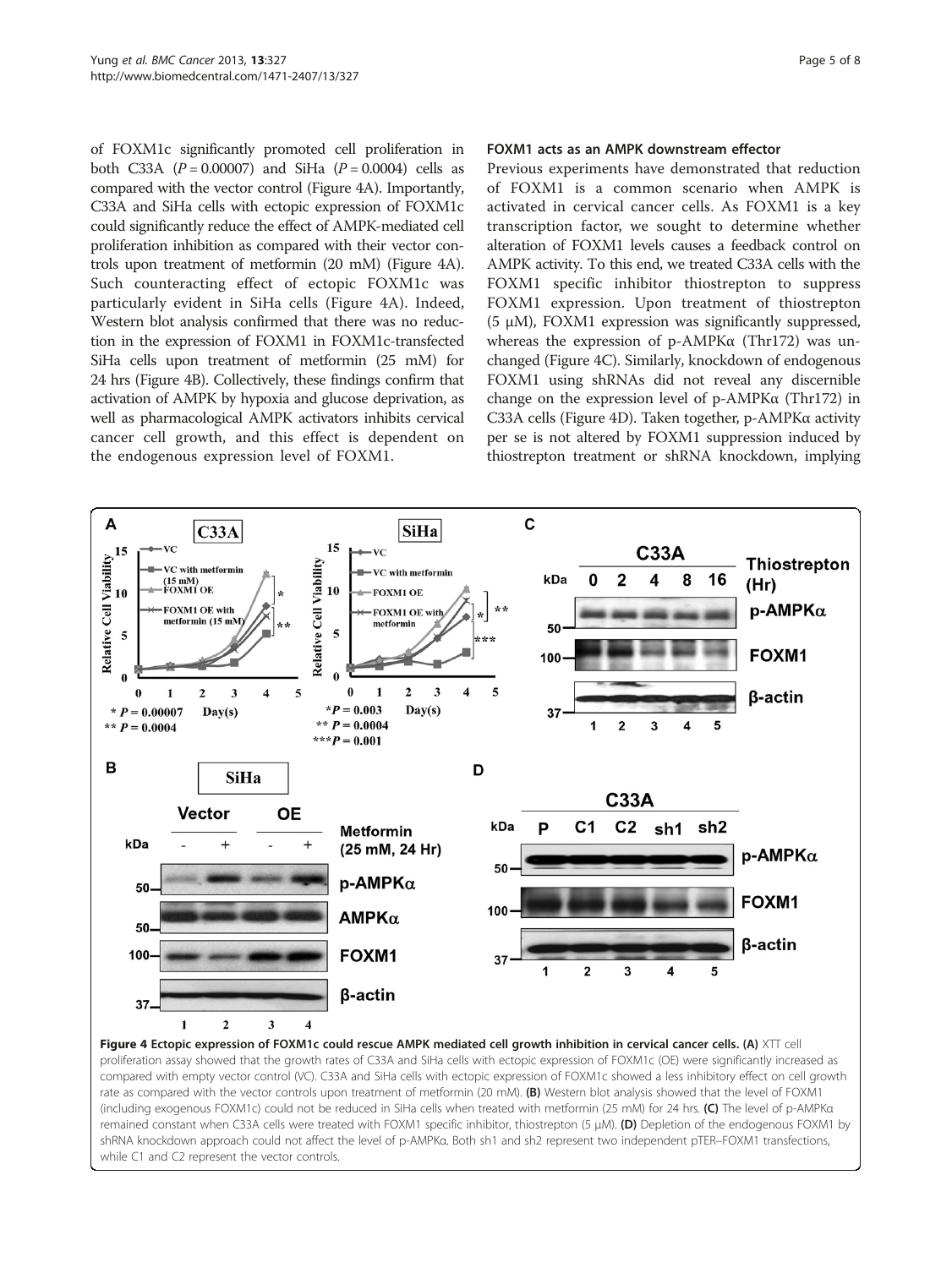of FOXM1c significantly promoted cell proliferation in both C33A ($P = 0.00007$) and SiHa ($P = 0.0004$) cells as compared with the vector control (Figure 4A). Importantly, C33A and SiHa cells with ectopic expression of FOXM1c could significantly reduce the effect of AMPK-mediated cell proliferation inhibition as compared with their vector controls upon treatment of metformin (20 mM) (Figure 4A). Such counteracting effect of ectopic FOXM1c was particularly evident in SiHa cells (Figure 4A). Indeed, Western blot analysis confirmed that there was no reduction in the expression of FOXM1 in FOXM1c-transfected SiHa cells upon treatment of metformin (25 mM) for 24 hrs (Figure 4B). Collectively, these findings confirm that activation of AMPK by hypoxia and glucose deprivation, as well as pharmacological AMPK activators inhibits cervical cancer cell growth, and this effect is dependent on the endogenous expression level of FOXM1.

### FOXM1 acts as an AMPK downstream effector

Previous experiments have demonstrated that reduction of FOXM1 is a common scenario when AMPK is activated in cervical cancer cells. As FOXM1 is a key transcription factor, we sought to determine whether alteration of FOXM1 levels causes a feedback control on AMPK activity. To this end, we treated C33A cells with the FOXM1 specific inhibitor thiostrepton to suppress FOXM1 expression. Upon treatment of thiostrepton (5 μM), FOXM1 expression was significantly suppressed, whereas the expression of p-AMPKα (Thr172) was unchanged (Figure 4C). Similarly, knockdown of endogenous FOXM1 using shRNAs did not reveal any discernible change on the expression level of p-AMPKα (Thr172) in C33A cells (Figure 4D). Taken together, p-AMPKα activity per se is not altered by FOXM1 suppression induced by thiostrepton treatment or shRNA knockdown, implying

**Figure 4 Ectopic expression of FOXM1c could rescue AMPK mediated cell growth inhibition in cervical cancer cells. (A)** XTT cell proliferation assay showed that the growth rates of C33A and SiHa cells with ectopic expression of FOXM1c (OE) were significantly increased as compared with empty vector control (VC). C33A and SiHa cells with ectopic expression of FOXM1c showed a less inhibitory effect on cell growth rate as compared with the vector controls upon treatment of metformin (20 mM). **(B)** Western blot analysis showed that the level of FOXM1 (including exogenous FOXM1c) could not be reduced in SiHa cells when treated with metformin (25 mM) for 24 hrs. **(C)** The level of p-AMPKα remained constant when C33A cells were treated with FOXM1 specific inhibitor, thiostrepton (5 μM). **(D)** Depletion of the endogenous FOXM1 by shRNA knockdown approach could not affect the level of p-AMPKα. Both sh1 and sh2 represent two independent pTER–FOXM1 transfections, while C1 and C2 represent the vector controls.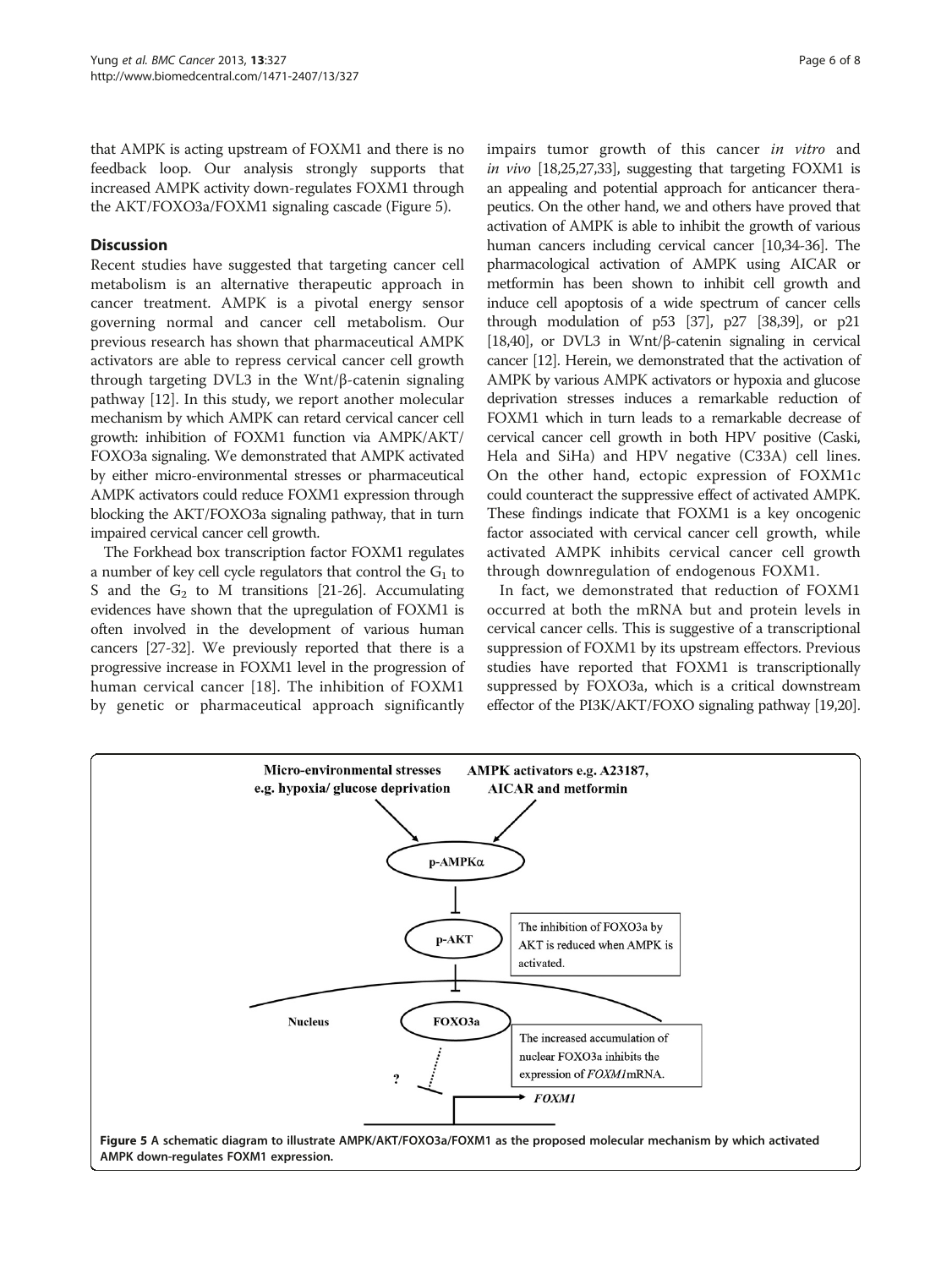that AMPK is acting upstream of FOXM1 and there is no feedback loop. Our analysis strongly supports that increased AMPK activity down-regulates FOXM1 through the AKT/FOXO3a/FOXM1 signaling cascade (Figure 5).

## Discussion

Recent studies have suggested that targeting cancer cell metabolism is an alternative therapeutic approach in cancer treatment. AMPK is a pivotal energy sensor governing normal and cancer cell metabolism. Our previous research has shown that pharmaceutical AMPK activators are able to repress cervical cancer cell growth through targeting DVL3 in the Wnt/β-catenin signaling pathway [12]. In this study, we report another molecular mechanism by which AMPK can retard cervical cancer cell growth: inhibition of FOXM1 function via AMPK/AKT/FOXO3a signaling. We demonstrated that AMPK activated by either micro-environmental stresses or pharmaceutical AMPK activators could reduce FOXM1 expression through blocking the AKT/FOXO3a signaling pathway, that in turn impaired cervical cancer cell growth.

The Forkhead box transcription factor FOXM1 regulates a number of key cell cycle regulators that control the $G_1$ to S and the $G_2$ to M transitions [21-26]. Accumulating evidences have shown that the upregulation of FOXM1 is often involved in the development of various human cancers [27-32]. We previously reported that there is a progressive increase in FOXM1 level in the progression of human cervical cancer [18]. The inhibition of FOXM1 by genetic or pharmaceutical approach significantly impairs tumor growth of this cancer *in vitro* and *in vivo* [18,25,27,33], suggesting that targeting FOXM1 is an appealing and potential approach for anticancer therapeutics. On the other hand, we and others have proved that activation of AMPK is able to inhibit the growth of various human cancers including cervical cancer [10,34-36]. The pharmacological activation of AMPK using AICAR or metformin has been shown to inhibit cell growth and induce cell apoptosis of a wide spectrum of cancer cells through modulation of p53 [37], p27 [38,39], or p21 [18,40], or DVL3 in Wnt/β-catenin signaling in cervical cancer [12]. Herein, we demonstrated that the activation of AMPK by various AMPK activators or hypoxia and glucose deprivation stresses induces a remarkable reduction of FOXM1 which in turn leads to a remarkable decrease of cervical cancer cell growth in both HPV positive (Caski, Hela and SiHa) and HPV negative (C33A) cell lines. On the other hand, ectopic expression of FOXM1c could counteract the suppressive effect of activated AMPK. These findings indicate that FOXM1 is a key oncogenic factor associated with cervical cancer cell growth, while activated AMPK inhibits cervical cancer cell growth through downregulation of endogenous FOXM1.

In fact, we demonstrated that reduction of FOXM1 occurred at both the mRNA but and protein levels in cervical cancer cells. This is suggestive of a transcriptional suppression of FOXM1 by its upstream effectors. Previous studies have reported that FOXM1 is transcriptionally suppressed by FOXO3a, which is a critical downstream effector of the PI3K/AKT/FOXO signaling pathway [19,20].

**Figure 5 A schematic diagram to illustrate AMPK/AKT/FOXO3a/FOXM1 as the proposed molecular mechanism by which activated AMPK down-regulates FOXM1 expression.**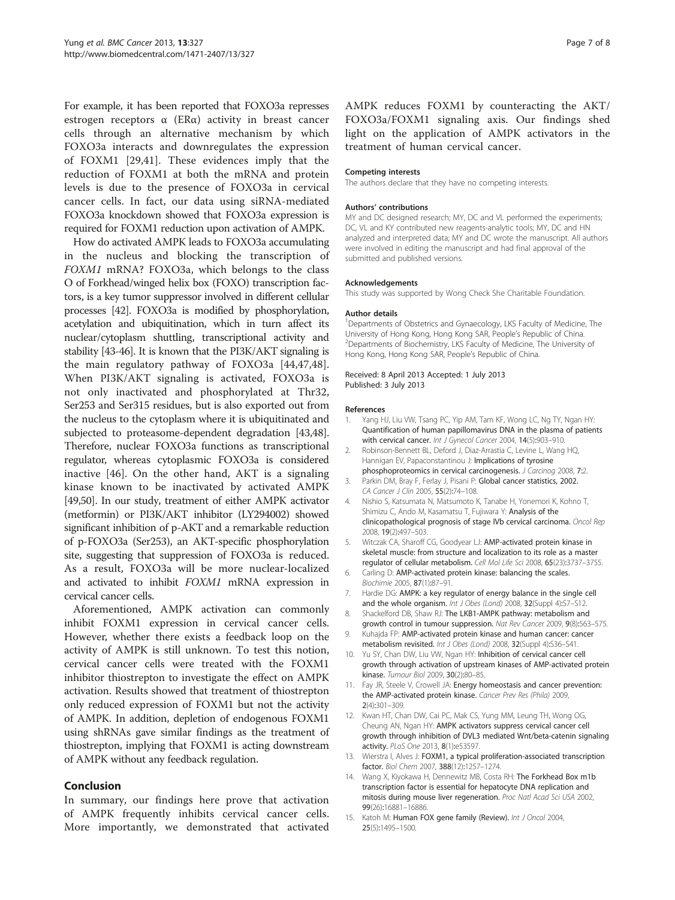For example, it has been reported that FOXO3a represses estrogen receptors α (ERα) activity in breast cancer cells through an alternative mechanism by which FOXO3a interacts and downregulates the expression of FOXM1 [29,41]. These evidences imply that the reduction of FOXM1 at both the mRNA and protein levels is due to the presence of FOXO3a in cervical cancer cells. In fact, our data using siRNA-mediated FOXO3a knockdown showed that FOXO3a expression is required for FOXM1 reduction upon activation of AMPK.

How do activated AMPK leads to FOXO3a accumulating in the nucleus and blocking the transcription of *FOXM1* mRNA? FOXO3a, which belongs to the class O of Forkhead/winged helix box (FOXO) transcription factors, is a key tumor suppressor involved in different cellular processes [42]. FOXO3a is modified by phosphorylation, acetylation and ubiquitination, which in turn affect its nuclear/cytoplasm shuttling, transcriptional activity and stability [43-46]. It is known that the PI3K/AKT signaling is the main regulatory pathway of FOXO3a [44,47,48]. When PI3K/AKT signaling is activated, FOXO3a is not only inactivated and phosphorylated at Thr32, Ser253 and Ser315 residues, but also exported out from the nucleus to the cytoplasm where it is ubiquitinated and subjected to proteasome-dependent degradation [43,48]. Therefore, nuclear FOXO3a functions as transcriptional regulator, whereas cytoplasmic FOXO3a is considered inactive [46]. On the other hand, AKT is a signaling kinase known to be inactivated by activated AMPK [49,50]. In our study, treatment of either AMPK activator (metformin) or PI3K/AKT inhibitor (LY294002) showed significant inhibition of p-AKT and a remarkable reduction of p-FOXO3a (Ser253), an AKT-specific phosphorylation site, suggesting that suppression of FOXO3a is reduced. As a result, FOXO3a will be more nuclear-localized and activated to inhibit *FOXM1* mRNA expression in cervical cancer cells.

Aforementioned, AMPK activation can commonly inhibit FOXM1 expression in cervical cancer cells. However, whether there exists a feedback loop on the activity of AMPK is still unknown. To test this notion, cervical cancer cells were treated with the FOXM1 inhibitor thiostrepton to investigate the effect on AMPK activation. Results showed that treatment of thiostrepton only reduced expression of FOXM1 but not the activity of AMPK. In addition, depletion of endogenous FOXM1 using shRNAs gave similar findings as the treatment of thiostrepton, implying that FOXM1 is acting downstream of AMPK without any feedback regulation.

## Conclusion

In summary, our findings here prove that activation of AMPK frequently inhibits cervical cancer cells. More importantly, we demonstrated that activated AMPK reduces FOXM1 by counteracting the AKT/FOXO3a/FOXM1 signaling axis. Our findings shed light on the application of AMPK activators in the treatment of human cervical cancer.

#### Competing interests

The authors declare that they have no competing interests.

#### Authors' contributions

MY and DC designed research; MY, DC and VL performed the experiments; DC, VL and KY contributed new reagents-analytic tools; MY, DC and HN analyzed and interpreted data; MY and DC wrote the manuscript. All authors were involved in editing the manuscript and had final approval of the submitted and published versions.

#### Acknowledgements

This study was supported by Wong Check She Charitable Foundation.

#### Author details

[1]Departments of Obstetrics and Gynaecology, LKS Faculty of Medicine, The University of Hong Kong, Hong Kong SAR, People's Republic of China. [2]Departments of Biochemistry, LKS Faculty of Medicine, The University of Hong Kong, Hong Kong SAR, People's Republic of China.

Received: 8 April 2013 Accepted: 1 July 2013
Published: 3 July 2013

#### References

1. Yang HJ, Liu VW, Tsang PC, Yip AM, Tam KF, Wong LC, Ng TY, Ngan HY: **Quantification of human papillomavirus DNA in the plasma of patients with cervical cancer.** *Int J Gynecol Cancer* 2004, **14**(5):903–910.
2. Robinson-Bennett BL, Deford J, Diaz-Arrastia C, Levine L, Wang HQ, Hannigan EV, Papaconstantinou J: **Implications of tyrosine phosphoproteomics in cervical carcinogenesis.** *J Carcinog* 2008, **7**:2.
3. Parkin DM, Bray F, Ferlay J, Pisani P: **Global cancer statistics, 2002.** *CA Cancer J Clin* 2005, **55**(2):74–108.
4. Nishio S, Katsumata N, Matsumoto K, Tanabe H, Yonemori K, Kohno T, Shimizu C, Ando M, Kasamatsu T, Fujiwara Y: **Analysis of the clinicopathological prognosis of stage IVb cervical carcinoma.** *Oncol Rep* 2008, **19**(2):497–503.
5. Witczak CA, Sharoff CG, Goodyear LJ: **AMP-activated protein kinase in skeletal muscle: from structure and localization to its role as a master regulator of cellular metabolism.** *Cell Mol Life Sci* 2008, **65**(23):3737–3755.
6. Carling D: **AMP-activated protein kinase: balancing the scales.** *Biochimie* 2005, **87**(1):87–91.
7. Hardie DG: **AMPK: a key regulator of energy balance in the single cell and the whole organism.** *Int J Obes (Lond)* 2008, **32**(Suppl 4):S7–S12.
8. Shackelford DB, Shaw RJ: **The LKB1-AMPK pathway: metabolism and growth control in tumour suppression.** *Nat Rev Cancer* 2009, **9**(8):563–575.
9. Kuhajda FP: **AMP-activated protein kinase and human cancer: cancer metabolism revisited.** *Int J Obes (Lond)* 2008, **32**(Suppl 4):S36–S41.
10. Yu SY, Chan DW, Liu VW, Ngan HY: **Inhibition of cervical cancer cell growth through activation of upstream kinases of AMP-activated protein kinase.** *Tumour Biol* 2009, **30**(2):80–85.
11. Fay JR, Steele V, Crowell JA: **Energy homeostasis and cancer prevention: the AMP-activated protein kinase.** *Cancer Prev Res (Phila)* 2009, **2**(4):301–309.
12. Kwan HT, Chan DW, Cai PC, Mak CS, Yung MM, Leung TH, Wong OG, Cheung AN, Ngan HY: **AMPK activators suppress cervical cancer cell growth through inhibition of DVL3 mediated Wnt/beta-catenin signaling activity.** *PLoS One* 2013, **8**(1):e53597.
13. Wierstra I, Alves J: **FOXM1, a typical proliferation-associated transcription factor.** *Biol Chem* 2007, **388**(12):1257–1274.
14. Wang X, Kiyokawa H, Dennewitz MB, Costa RH: **The Forkhead Box m1b transcription factor is essential for hepatocyte DNA replication and mitosis during mouse liver regeneration.** *Proc Natl Acad Sci USA* 2002, **99**(26):16881–16886.
15. Katoh M: **Human FOX gene family (Review).** *Int J Oncol* 2004, **25**(5):1495–1500.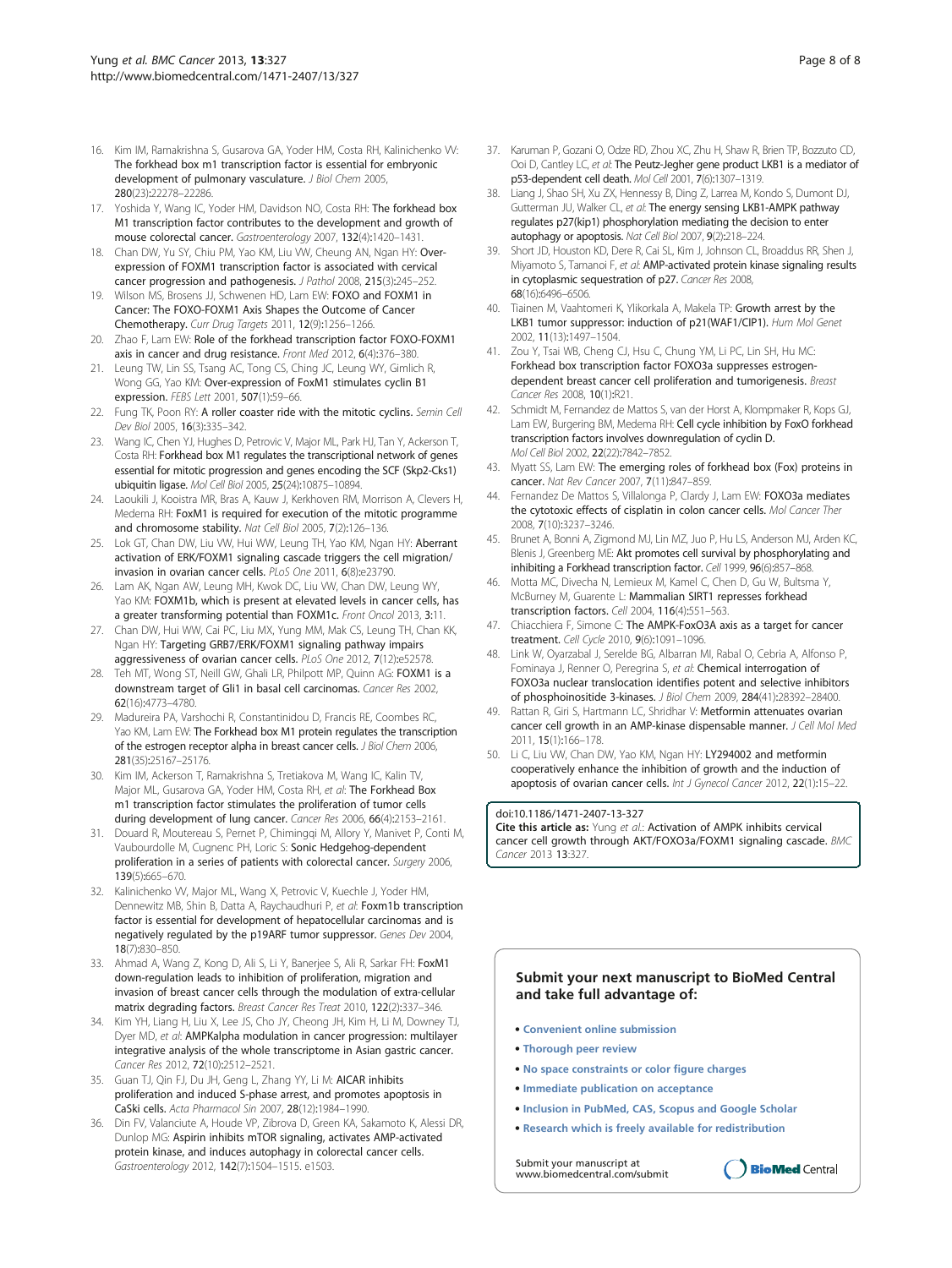16. Kim IM, Ramakrishna S, Gusarova GA, Yoder HM, Costa RH, Kalinichenko VV: The forkhead box m1 transcription factor is essential for embryonic development of pulmonary vasculature. *J Biol Chem* 2005, **280**(23):22278–22286.
17. Yoshida Y, Wang IC, Yoder HM, Davidson NO, Costa RH: The forkhead box M1 transcription factor contributes to the development and growth of mouse colorectal cancer. *Gastroenterology* 2007, **132**(4):1420–1431.
18. Chan DW, Yu SY, Chiu PM, Yao KM, Liu VW, Cheung AN, Ngan HY: Over-expression of FOXM1 transcription factor is associated with cervical cancer progression and pathogenesis. *J Pathol* 2008, **215**(3):245–252.
19. Wilson MS, Brosens JJ, Schwenen HD, Lam EW: FOXO and FOXM1 in Cancer: The FOXO-FOXM1 Axis Shapes the Outcome of Cancer Chemotherapy. *Curr Drug Targets* 2011, **12**(9):1256–1266.
20. Zhao F, Lam EW: Role of the forkhead transcription factor FOXO-FOXM1 axis in cancer and drug resistance. *Front Med* 2012, **6**(4):376–380.
21. Leung TW, Lin SS, Tsang AC, Tong CS, Ching JC, Leung WY, Gimlich R, Wong GG, Yao KM: Over-expression of FoxM1 stimulates cyclin B1 expression. *FEBS Lett* 2001, **507**(1):59–66.
22. Fung TK, Poon RY: A roller coaster ride with the mitotic cyclins. *Semin Cell Dev Biol* 2005, **16**(3):335–342.
23. Wang IC, Chen YJ, Hughes D, Petrovic V, Major ML, Park HJ, Tan Y, Ackerson T, Costa RH: Forkhead box M1 regulates the transcriptional network of genes essential for mitotic progression and genes encoding the SCF (Skp2-Cks1) ubiquitin ligase. *Mol Cell Biol* 2005, **25**(24):10875–10894.
24. Laoukili J, Kooistra MR, Bras A, Kauw J, Kerkhoven RM, Morrison A, Clevers H, Medema RH: FoxM1 is required for execution of the mitotic programme and chromosome stability. *Nat Cell Biol* 2005, **7**(2):126–136.
25. Lok GT, Chan DW, Liu VW, Hui WW, Leung TH, Yao KM, Ngan HY: Aberrant activation of ERK/FOXM1 signaling cascade triggers the cell migration/invasion in ovarian cancer cells. *PLoS One* 2011, **6**(8):e23790.
26. Lam AK, Ngan AW, Leung MH, Kwok DC, Liu VW, Chan DW, Leung WY, Yao KM: FOXM1b, which is present at elevated levels in cancer cells, has a greater transforming potential than FOXM1c. *Front Oncol* 2013, **3**:11.
27. Chan DW, Hui WW, Cai PC, Liu MX, Yung MM, Mak CS, Leung TH, Chan KK, Ngan HY: Targeting GRB7/ERK/FOXM1 signaling pathway impairs aggressiveness of ovarian cancer cells. *PLoS One* 2012, **7**(12):e52578.
28. Teh MT, Wong ST, Neill GW, Ghali LR, Philpott MP, Quinn AG: FOXM1 is a downstream target of Gli1 in basal cell carcinomas. *Cancer Res* 2002, **62**(16):4773–4780.
29. Madureira PA, Varshochi R, Constantinidou D, Francis RE, Coombes RC, Yao KM, Lam EW: The Forkhead box M1 protein regulates the transcription of the estrogen receptor alpha in breast cancer cells. *J Biol Chem* 2006, **281**(35):25167–25176.
30. Kim IM, Ackerson T, Ramakrishna S, Tretiakova M, Wang IC, Kalin TV, Major ML, Gusarova GA, Yoder HM, Costa RH, *et al*: The Forkhead Box m1 transcription factor stimulates the proliferation of tumor cells during development of lung cancer. *Cancer Res* 2006, **66**(4):2153–2161.
31. Douard R, Moutereau S, Pernet P, Chimingqi M, Allory Y, Manivet P, Conti M, Vaubourdolle M, Cugnenc PH, Loric S: Sonic Hedgehog-dependent proliferation in a series of patients with colorectal cancer. *Surgery* 2006, **139**(5):665–670.
32. Kalinichenko VV, Major ML, Wang X, Petrovic V, Kuechle J, Yoder HM, Dennewitz MB, Shin B, Datta A, Raychaudhuri P, *et al*: Foxm1b transcription factor is essential for development of hepatocellular carcinomas and is negatively regulated by the p19ARF tumor suppressor. *Genes Dev* 2004, **18**(7):830–850.
33. Ahmad A, Wang Z, Kong D, Ali S, Li Y, Banerjee S, Ali R, Sarkar FH: FoxM1 down-regulation leads to inhibition of proliferation, migration and invasion of breast cancer cells through the modulation of extra-cellular matrix degrading factors. *Breast Cancer Res Treat* 2010, **122**(2):337–346.
34. Kim YH, Liang H, Liu X, Lee JS, Cho JY, Cheong JH, Kim H, Li M, Downey TJ, Dyer MD, *et al*: AMPKalpha modulation in cancer progression: multilayer integrative analysis of the whole transcriptome in Asian gastric cancer. *Cancer Res* 2012, **72**(10):2512–2521.
35. Guan TJ, Qin FJ, Du JH, Geng L, Zhang YY, Li M: AICAR inhibits proliferation and induced S-phase arrest, and promotes apoptosis in CaSki cells. *Acta Pharmacol Sin* 2007, **28**(12):1984–1990.
36. Din FV, Valanciute A, Houde VP, Zibrova D, Green KA, Sakamoto K, Alessi DR, Dunlop MG: Aspirin inhibits mTOR signaling, activates AMP-activated protein kinase, and induces autophagy in colorectal cancer cells. *Gastroenterology* 2012, **142**(7):1504–1515. e1503.
37. Karuman P, Gozani O, Odze RD, Zhou XC, Zhu H, Shaw R, Brien TP, Bozzuto CD, Ooi D, Cantley LC, *et al*: The Peutz-Jegher gene product LKB1 is a mediator of p53-dependent cell death. *Mol Cell* 2001, **7**(6):1307–1319.
38. Liang J, Shao SH, Xu ZX, Hennessy B, Ding Z, Larrea M, Kondo S, Dumont DJ, Gutterman JU, Walker CL, *et al*: The energy sensing LKB1-AMPK pathway regulates p27(kip1) phosphorylation mediating the decision to enter autophagy or apoptosis. *Nat Cell Biol* 2007, **9**(2):218–224.
39. Short JD, Houston KD, Dere R, Cai SL, Kim J, Johnson CL, Broaddus RR, Shen J, Miyamoto S, Tamanoi F, *et al*: AMP-activated protein kinase signaling results in cytoplasmic sequestration of p27. *Cancer Res* 2008, **68**(16):6496–6506.
40. Tiainen M, Vaahtomeri K, Ylikorkala A, Makela TP: Growth arrest by the LKB1 tumor suppressor: induction of p21(WAF1/CIP1). *Hum Mol Genet* 2002, **11**(13):1497–1504.
41. Zou Y, Tsai WB, Cheng CJ, Hsu C, Chung YM, Li PC, Lin SH, Hu MC: Forkhead box transcription factor FOXO3a suppresses estrogen-dependent breast cancer cell proliferation and tumorigenesis. *Breast Cancer Res* 2008, **10**(1):R21.
42. Schmidt M, Fernandez de Mattos S, van der Horst A, Klompmaker R, Kops GJ, Lam EW, Burgering BM, Medema RH: Cell cycle inhibition by FoxO forkhead transcription factors involves downregulation of cyclin D. *Mol Cell Biol* 2002, **22**(22):7842–7852.
43. Myatt SS, Lam EW: The emerging roles of forkhead box (Fox) proteins in cancer. *Nat Rev Cancer* 2007, **7**(11):847–859.
44. Fernandez De Mattos S, Villalonga P, Clardy J, Lam EW: FOXO3a mediates the cytotoxic effects of cisplatin in colon cancer cells. *Mol Cancer Ther* 2008, **7**(10):3237–3246.
45. Brunet A, Bonni A, Zigmond MJ, Lin MZ, Juo P, Hu LS, Anderson MJ, Arden KC, Blenis J, Greenberg ME: Akt promotes cell survival by phosphorylating and inhibiting a Forkhead transcription factor. *Cell* 1999, **96**(6):857–868.
46. Motta MC, Divecha N, Lemieux M, Kamel C, Chen D, Gu W, Bultsma Y, McBurney M, Guarente L: Mammalian SIRT1 represses forkhead transcription factors. *Cell* 2004, **116**(4):551–563.
47. Chiacchiera F, Simone C: The AMPK-FoxO3A axis as a target for cancer treatment. *Cell Cycle* 2010, **9**(6):1091–1096.
48. Link W, Oyarzabal J, Serelde BG, Albarran MI, Rabal O, Cebria A, Alfonso P, Fominaya J, Renner O, Peregrina S, *et al*: Chemical interrogation of FOXO3a nuclear translocation identifies potent and selective inhibitors of phosphoinositide 3-kinases. *J Biol Chem* 2009, **284**(41):28392–28400.
49. Rattan R, Giri S, Hartmann LC, Shridhar V: Metformin attenuates ovarian cancer cell growth in an AMP-kinase dispensable manner. *J Cell Mol Med* 2011, **15**(1):166–178.
50. Li C, Liu VW, Chan DW, Yao KM, Ngan HY: LY294002 and metformin cooperatively enhance the inhibition of growth and the induction of apoptosis of ovarian cancer cells. *Int J Gynecol Cancer* 2012, **22**(1):15–22.

doi:10.1186/1471-2407-13-327

**Cite this article as:** Yung *et al.*: Activation of AMPK inhibits cervical cancer cell growth through AKT/FOXO3a/FOXM1 signaling cascade. *BMC Cancer* 2013 **13**:327.

**Submit your next manuscript to BioMed Central and take full advantage of:**

- Convenient online submission
- Thorough peer review
- No space constraints or color figure charges
- Immediate publication on acceptance
- Inclusion in PubMed, CAS, Scopus and Google Scholar
- Research which is freely available for redistribution

Submit your manuscript at www.biomedcentral.com/submit

BioMed Central